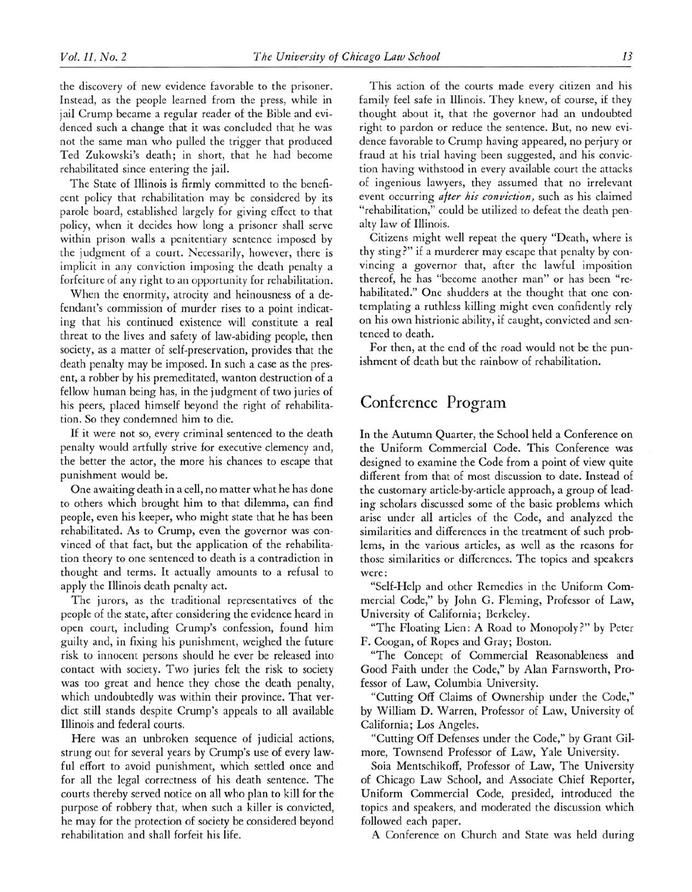the discovery of new evidence favorable to the prisoner. Instead, as the people learned from the press, while in jail Crump became a regular reader of the Bible and evidenced such a change that it was concluded that he was not the same man who pulled the trigger that produced Ted Zukowski's death; in short, that he had become rehabilitated since entering the jail.

The State of Illinois is firmly committed to the beneficent policy that rehabilitation may be considered by its parole board, established largely for giving effect to that policy, when it decides how long a prisoner shall serve within prison walls a penitentiary sentence imposed by the judgment of a court. Necessarily, however, there is implicit in any conviction imposing the death penalty a forfeiture of any right to an opportunity for rehabilitation.

When the enormity, atrocity and heinousness of a defendant's commission of murder rises to a point indicating that his continued existence will constitute a real threat to the lives and safety of law-abiding people, then society, as a matter of self-preservation, provides that the death penalty may be imposed. In such a case as the present, a robber by his premeditated, wanton destruction of a fellow human being has, in the judgment of two juries of his peers, placed himself beyond the right of rehabilitation. So they condemned him to die.

If it were not so, every criminal sentenced to the death penalty would artfully strive for executive clemency and, the better the actor, the more his chances to escape that punishment would be.

One awaiting death in a cell, no matter what he has done to others which brought him to that dilemma, can find people, even his keeper, who might state that he has been rehabilitated. As to Crump, even the governor was convinced of that fact, but the application of the rehabilitation theory to one sentenced to death is a contradiction in thought and terms. It actually amounts to a refusal to apply the Illinois death penalty act.

The jurors, as the traditional representatives of the people of the state, after considering the evidence heard in open court, including Crump's confession, found him guilty and, in fixing his punishment, weighed the future risk to innocent persons should he ever be released into contact with society. Two juries felt the risk to society was too great and hence they chose the death penalty, which undoubtedly was within their province. That verdict still stands despite Crump's appeals to all available Illinois and federal courts.

Here was an unbroken sequence of judicial actions, strung out for several years by Crump's use of every lawful effort to avoid punishment, which settled once and for all the legal correctness of his death sentence. The courts thereby served notice on all who plan to kill for the purpose of robbery that, when such a killer is convicted, he may for the protection of society be considered beyond rehabilitation and shall forfeit his life.

This action of the courts made every citizen and his family feel safe in Illinois. They knew, of course, if they thought about it, that the governor had an undoubted right to pardon or reduce the sentence. But, no new evidence favorable to Crump having appeared, no perjury or fraud at his trial having been suggested, and his conviction having withstood in every available court the attacks of ingenious lawyers, they assumed that no irrelevant event occurring *after his conviction,* such as his claimed "rehabilitation," could be utilized to defeat the death penalty law of Illinois.

Citizens might well repeat the query "Death, where is thy sting?" if a murderer may escape that penalty by convincing a governor that, after the lawful imposition thereof, he has "become another man" or has been "rehabilitated." One shudders at the thought that one contemplating a ruthless killing might even confidently rely on his own histrionic ability, if caught, convicted and sentenced to death.

For then, at the end of the road would not be the punishment of death but the rainbow of rehabilitation.

## Conference Program

In the Autumn Quarter, the School held a Conference on the Uniform Commercial Code. This Conference was designed to examine the Code from a point of view quite different from that of most discussion to date. Instead of the customary article-by-article approach, a group of leading scholars discussed some of the basic problems which arise under all articles of the Code, and analyzed the similarities and differences in the treatment of such problems, in the various articles, as well as the reasons for those similarities or differences. The topics and speakers were:

"Self-Help and other Remedies in the Uniform Commercial Code," by John G. Fleming, Professor of Law, University of California; Berkeley.

"The Floating Lien: A Road to Monopoly?" by Peter F. Coogan, of Ropes and Gray; Boston.

"The Concept of Commercial Reasonableness and Good Faith under the Code," by Alan Farnsworth, Professor of Law, Columbia University.

"Cutting Off Claims of Ownership under the Code," by William D. Warren, Professor of Law, University of California; Los Angeles.

"Cutting Off Defenses under the Code," by Grant Gilmore, Townsend Professor of Law, Yale University.

Soia Mentschikoff, Professor of Law, The University of Chicago Law School, and Associate Chief Reporter, Uniform Commercial Code, presided, introduced the topics and speakers, and moderated the discussion which followed each paper.

A Conference on Church and State was held during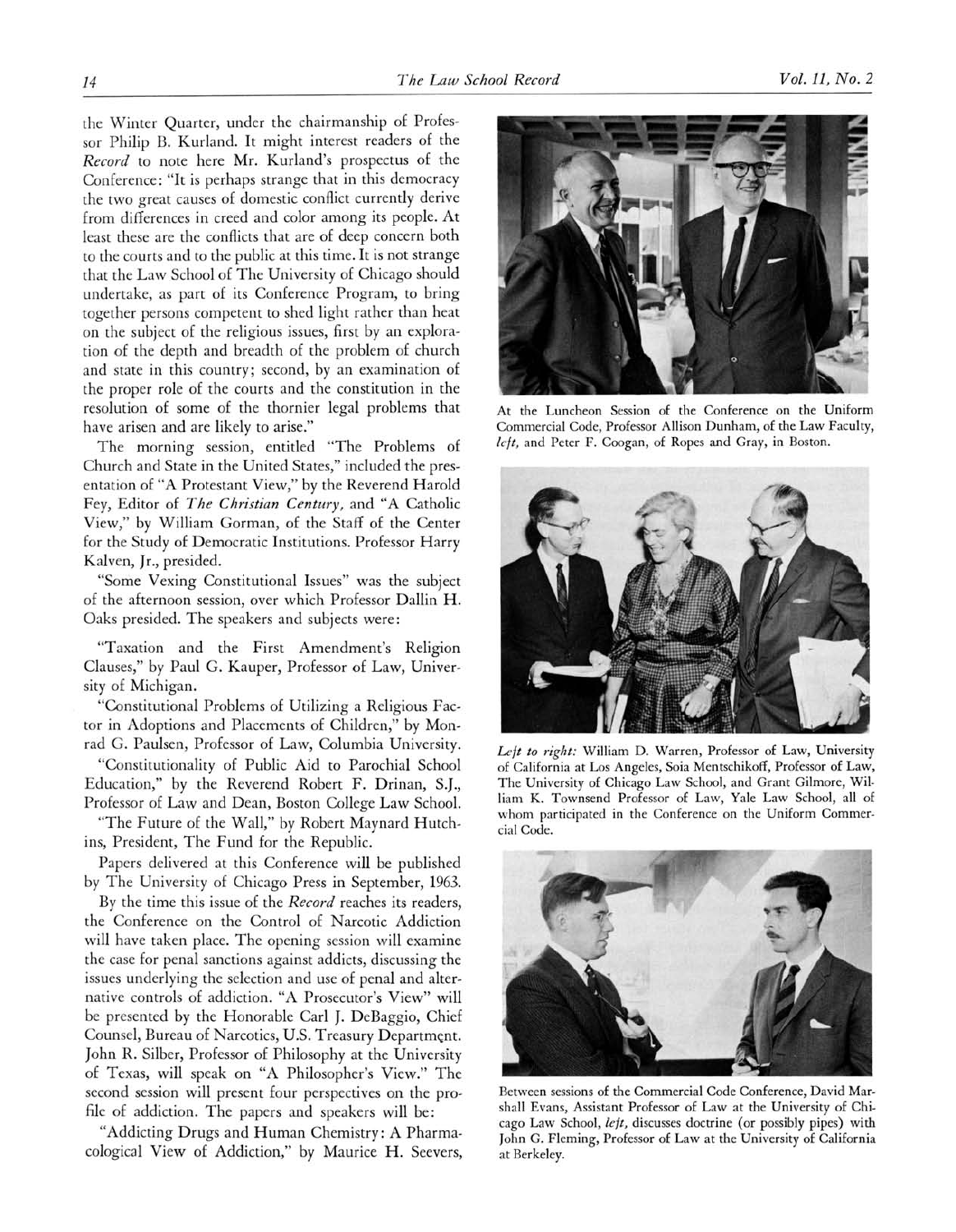the Winter Quarter, under the chairmanship of Professor Philip B. Kurland. It might interest readers of the *Record* to note here Mr. Kurland's prospectus of the Conference: "It is perhaps strange that in this democracy the two great causes of domestic conflict currently derive from differences in creed and color among its people. At least these are the conflicts that are of deep concern both to the courts and to the public at this time. It is not strange that the Law School of The University of Chicago should undertake, as part of its Conference Program, to bring together persons competent to shed light rather than heat on the subject of the religious issues, first by an exploration of the depth and breadth of the problem of church and state in this country; second, by an examination of the proper role of the courts and the constitution in the resolution of some of the thornier legal problems that have arisen and are likely to arise."

The morning session, entitled "The Problems of Church and State in the United States," included the presentation of "A Protestant View," by the Reverend Harold Fey, Editor of *The Christian Century*, and "A Catholic View," by William Gorman, of the Staff of the Center for the Study of Democratic Institutions. Professor Harry Kalven, Jr., presided.

"Some Vexing Constitutional Issues" was the subject of the afternoon session, over which Professor Dallin H. Oaks presided. The speakers and subjects were:

"Taxation and the First Amendment's Religion Clauses," by Paul G. Kauper, Professor of Law, University of Michigan.

"Constitutional Problems of Utilizing a Religious Factor in Adoptions and Placements of Children," by Monrad G. Paulsen, Professor of Law, Columbia University.

"Constitutionality of Public Aid to Parochial School Education," by the Reverend Robert F. Drinan, S.J., Professor of Law and Dean, Boston College Law School.

"The Future of the Wall," by Robert Maynard Hutchins, President, The Fund for the Republic.

Papers delivered at this Conference will be published by The University of Chicago Press in September, 1963.

By the time this issue of the *Record* reaches its readers, the Conference on the Control of Narcotic Addiction will have taken place. The opening session will examine the case for penal sanctions against addicts, discussing the issues underlying the selection and use of penal and alternative controls of addiction. "A Prosecutor's View" will be presented by the Honorable Carl J. DeBaggio, Chief Counsel, Bureau of Narcotics, U.S. Treasury Department. John R. Silber, Professor of Philosophy at the University of Texas, will speak on "A Philosopher's View." The second session will present four perspectives on the profile of addiction. The papers and speakers will be:

"Addicting Drugs and Human Chemistry: A Pharmacological View of Addiction," by Maurice H. Seevers,

At the Luncheon Session of the Conference on the Uniform Commercial Code, Professor Allison Dunham, of the Law Faculty, *left*, and Peter F. Coogan, of Ropes and Gray, in Boston.

*Left to right:* William D. Warren, Professor of Law, University of California at Los Angeles, Soia Mentschikoff, Professor of Law, The University of Chicago Law School, and Grant Gilmore, William K. Townsend Professor of Law, Yale Law School, all of whom participated in the Conference on the Uniform Commercial Code.

Between sessions of the Commercial Code Conference, David Marshall Evans, Assistant Professor of Law at the University of Chicago Law School, *left*, discusses doctrine (or possibly pipes) with John G. Fleming, Professor of Law at the University of California at Berkeley.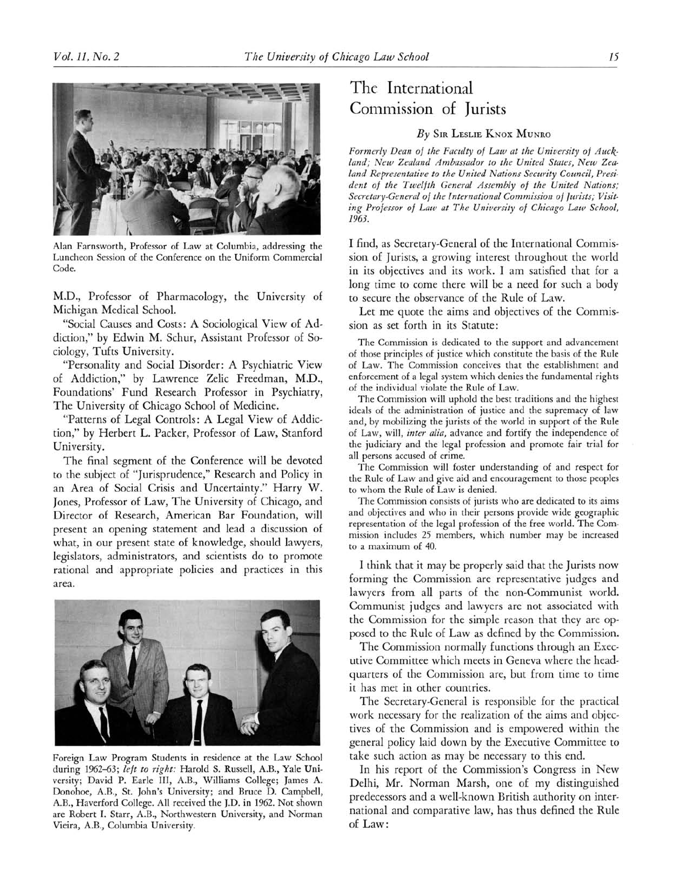Alan Farnsworth, Professor of Law at Columbia, addressing the Luncheon Session of the Conference on the Uniform Commercial Code.

M.D., Professor of Pharmacology, the University of Michigan Medical School.

"Social Causes and Costs: A Sociological View of Addiction," by Edwin M. Schur, Assistant Professor of Sociology, Tufts University.

"Personality and Social Disorder: A Psychiatric View of Addiction," by Lawrence Zelic Freedman, M.D., Foundations' Fund Research Professor in Psychiatry, The University of Chicago School of Medicine.

"Patterns of Legal Controls: A Legal View of Addiction," by Herbert L. Packer, Professor of Law, Stanford University.

The final segment of the Conference will be devoted to the subject of "Jurisprudence," Research and Policy in an Area of Social Crisis and Uncertainty." Harry W. Jones, Professor of Law, The University of Chicago, and Director of Research, American Bar Foundation, will present an opening statement and lead a discussion of what, in our present state of knowledge, should lawyers, legislators, administrators, and scientists do to promote rational and appropriate policies and practices in this area.

Foreign Law Program Students in residence at the Law School during 1962–63; *left to right:* Harold S. Russell, A.B., Yale University; David P. Earle III, A.B., Williams College; James A. Donohoe, A.B., St. John's University; and Bruce D. Campbell, A.B., Haverford College. All received the J.D. in 1962. Not shown are Robert I. Starr, A.B., Northwestern University, and Norman Vieira, A.B., Columbia University.

# The International Commission of Jurists

*By* Sir Leslie Knox Munro

*Formerly Dean of the Faculty of Law at the University of Auckland; New Zealand Ambassador to the United States, New Zealand Representative to the United Nations Security Council, President of the Twelfth General Assembly of the United Nations; Secretary-General of the International Commission of Jurists; Visiting Professor of Law at The University of Chicago Law School, 1963.*

I find, as Secretary-General of the International Commission of Jurists, a growing interest throughout the world in its objectives and its work. I am satisfied that for a long time to come there will be a need for such a body to secure the observance of the Rule of Law.

Let me quote the aims and objectives of the Commission as set forth in its Statute:

> The Commission is dedicated to the support and advancement of those principles of justice which constitute the basis of the Rule of Law. The Commission conceives that the establishment and enforcement of a legal system which denies the fundamental rights of the individual violate the Rule of Law.
>
> The Commission will uphold the best traditions and the highest ideals of the administration of justice and the supremacy of law and, by mobilizing the jurists of the world in support of the Rule of Law, will, *inter alia,* advance and fortify the independence of the judiciary and the legal profession and promote fair trial for all persons accused of crime.
>
> The Commission will foster understanding of and respect for the Rule of Law and give aid and encouragement to those peoples to whom the Rule of Law is denied.
>
> The Commission consists of jurists who are dedicated to its aims and objectives and who in their persons provide wide geographic representation of the legal profession of the free world. The Commission includes 25 members, which number may be increased to a maximum of 40.

I think that it may be properly said that the Jurists now forming the Commission are representative judges and lawyers from all parts of the non-Communist world. Communist judges and lawyers are not associated with the Commission for the simple reason that they are opposed to the Rule of Law as defined by the Commission.

The Commission normally functions through an Executive Committee which meets in Geneva where the headquarters of the Commission are, but from time to time it has met in other countries.

The Secretary-General is responsible for the practical work necessary for the realization of the aims and objectives of the Commission and is empowered within the general policy laid down by the Executive Committee to take such action as may be necessary to this end.

In his report of the Commission's Congress in New Delhi, Mr. Norman Marsh, one of my distinguished predecessors and a well-known British authority on international and comparative law, has thus defined the Rule of Law: